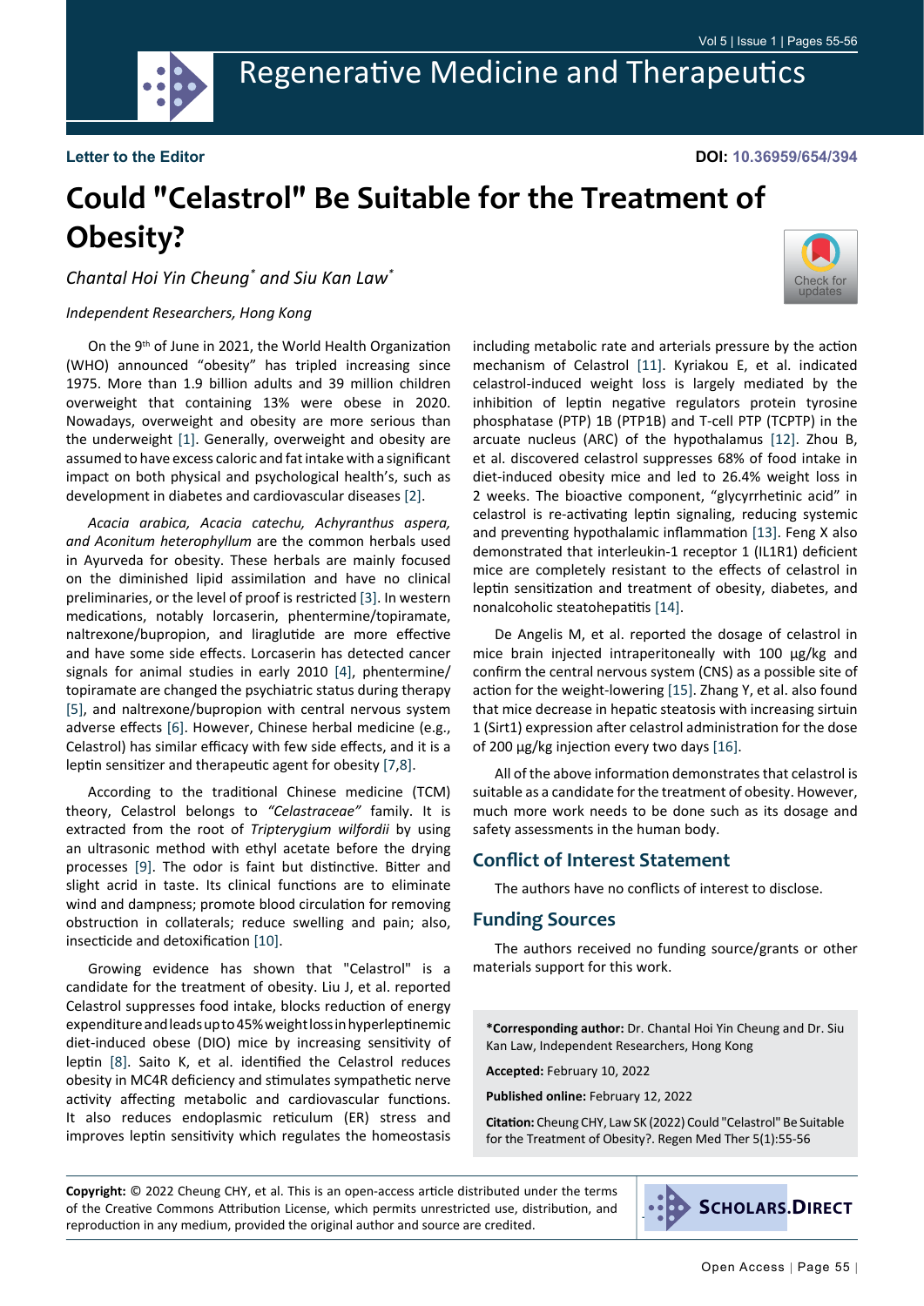Letter to the Editor

DOI: 10.36959/654/394

# Could "Celastrol" Be Suitable for the Treatment of Obesity?

*Chantal Hoi Yin Cheung\* and Siu Kan Law\**

*Independent Researchers, Hong Kong*

On the 9th of June in 2021, the World Health Organization (WHO) announced "obesity" has tripled increasing since 1975. More than 1.9 billion adults and 39 million children overweight that containing 13% were obese in 2020. Nowadays, overweight and obesity are more serious than the underweight [1]. Generally, overweight and obesity are assumed to have excess caloric and fat intake with a significant impact on both physical and psychological health's, such as development in diabetes and cardiovascular diseases [2].

*Acacia arabica, Acacia catechu, Achyranthus aspera, and Aconitum heterophyllum* are the common herbals used in Ayurveda for obesity. These herbals are mainly focused on the diminished lipid assimilation and have no clinical preliminaries, or the level of proof is restricted [3]. In western medications, notably lorcaserin, phentermine/topiramate, naltrexone/bupropion, and liraglutide are more effective and have some side effects. Lorcaserin has detected cancer signals for animal studies in early 2010 [4], phentermine/topiramate are changed the psychiatric status during therapy [5], and naltrexone/bupropion with central nervous system adverse effects [6]. However, Chinese herbal medicine (e.g., Celastrol) has similar efficacy with few side effects, and it is a leptin sensitizer and therapeutic agent for obesity [7,8].

According to the traditional Chinese medicine (TCM) theory, Celastrol belongs to *"Celastraceae"* family. It is extracted from the root of *Tripterygium wilfordii* by using an ultrasonic method with ethyl acetate before the drying processes [9]. The odor is faint but distinctive. Bitter and slight acrid in taste. Its clinical functions are to eliminate wind and dampness; promote blood circulation for removing obstruction in collaterals; reduce swelling and pain; also, insecticide and detoxification [10].

Growing evidence has shown that "Celastrol" is a candidate for the treatment of obesity. Liu J, et al. reported Celastrol suppresses food intake, blocks reduction of energy expenditure and leads up to 45% weight loss in hyperleptinemic diet-induced obese (DIO) mice by increasing sensitivity of leptin [8]. Saito K, et al. identified the Celastrol reduces obesity in MC4R deficiency and stimulates sympathetic nerve activity affecting metabolic and cardiovascular functions. It also reduces endoplasmic reticulum (ER) stress and improves leptin sensitivity which regulates the homeostasis including metabolic rate and arterials pressure by the action mechanism of Celastrol [11]. Kyriakou E, et al. indicated celastrol-induced weight loss is largely mediated by the inhibition of leptin negative regulators protein tyrosine phosphatase (PTP) 1B (PTP1B) and T-cell PTP (TCPTP) in the arcuate nucleus (ARC) of the hypothalamus [12]. Zhou B, et al. discovered celastrol suppresses 68% of food intake in diet-induced obesity mice and led to 26.4% weight loss in 2 weeks. The bioactive component, "glycyrrhetinic acid" in celastrol is re-activating leptin signaling, reducing systemic and preventing hypothalamic inflammation [13]. Feng X also demonstrated that interleukin-1 receptor 1 (IL1R1) deficient mice are completely resistant to the effects of celastrol in leptin sensitization and treatment of obesity, diabetes, and nonalcoholic steatohepatitis [14].

De Angelis M, et al. reported the dosage of celastrol in mice brain injected intraperitoneally with 100 μg/kg and confirm the central nervous system (CNS) as a possible site of action for the weight-lowering [15]. Zhang Y, et al. also found that mice decrease in hepatic steatosis with increasing sirtuin 1 (Sirt1) expression after celastrol administration for the dose of 200 μg/kg injection every two days [16].

All of the above information demonstrates that celastrol is suitable as a candidate for the treatment of obesity. However, much more work needs to be done such as its dosage and safety assessments in the human body.

## Conflict of Interest Statement

The authors have no conflicts of interest to disclose.

## Funding Sources

The authors received no funding source/grants or other materials support for this work.

**\*Corresponding author:** Dr. Chantal Hoi Yin Cheung and Dr. Siu Kan Law, Independent Researchers, Hong Kong

**Accepted:** February 10, 2022

**Published online:** February 12, 2022

**Citation:** Cheung CHY, Law SK (2022) Could "Celastrol" Be Suitable for the Treatment of Obesity?. Regen Med Ther 5(1):55-56

**Copyright:** © 2022 Cheung CHY, et al. This is an open-access article distributed under the terms of the Creative Commons Attribution License, which permits unrestricted use, distribution, and reproduction in any medium, provided the original author and source are credited.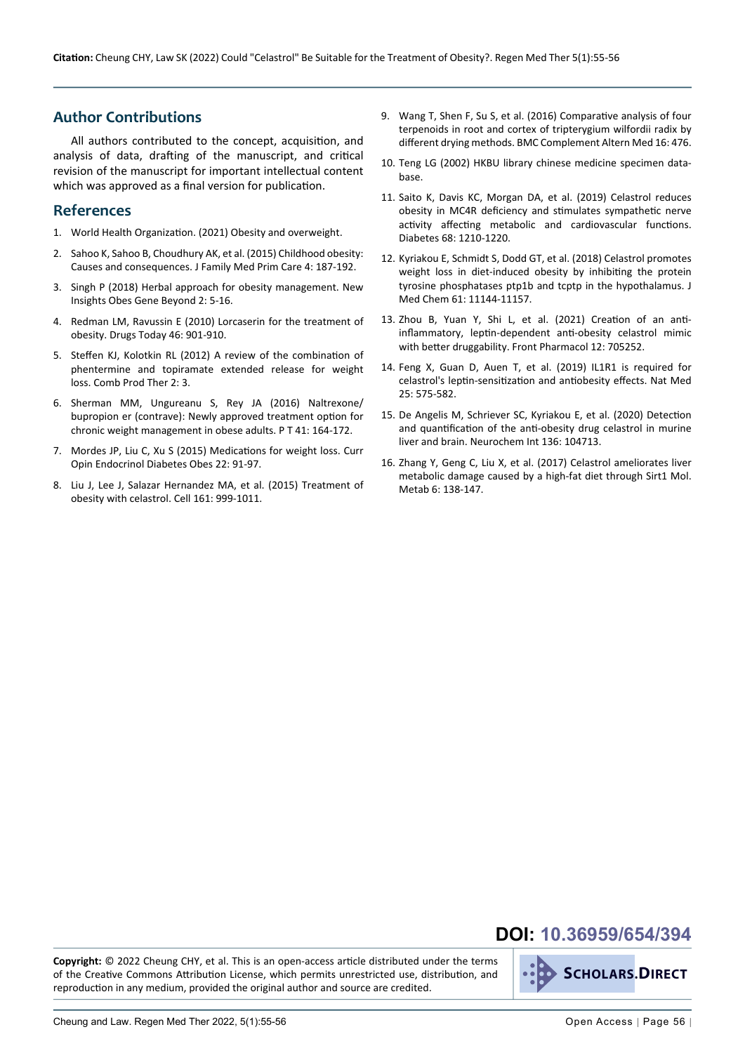## Author Contributions

All authors contributed to the concept, acquisition, and analysis of data, drafting of the manuscript, and critical revision of the manuscript for important intellectual content which was approved as a final version for publication.

## References

1. World Health Organization. (2021) Obesity and overweight.
2. Sahoo K, Sahoo B, Choudhury AK, et al. (2015) Childhood obesity: Causes and consequences. J Family Med Prim Care 4: 187-192.
3. Singh P (2018) Herbal approach for obesity management. New Insights Obes Gene Beyond 2: 5-16.
4. Redman LM, Ravussin E (2010) Lorcaserin for the treatment of obesity. Drugs Today 46: 901-910.
5. Steffen KJ, Kolotkin RL (2012) A review of the combination of phentermine and topiramate extended release for weight loss. Comb Prod Ther 2: 3.
6. Sherman MM, Ungureanu S, Rey JA (2016) Naltrexone/ bupropion er (contrave): Newly approved treatment option for chronic weight management in obese adults. P T 41: 164-172.
7. Mordes JP, Liu C, Xu S (2015) Medications for weight loss. Curr Opin Endocrinol Diabetes Obes 22: 91-97.
8. Liu J, Lee J, Salazar Hernandez MA, et al. (2015) Treatment of obesity with celastrol. Cell 161: 999-1011.
9. Wang T, Shen F, Su S, et al. (2016) Comparative analysis of four terpenoids in root and cortex of tripterygium wilfordii radix by different drying methods. BMC Complement Altern Med 16: 476.
10. Teng LG (2002) HKBU library chinese medicine specimen database.
11. Saito K, Davis KC, Morgan DA, et al. (2019) Celastrol reduces obesity in MC4R deficiency and stimulates sympathetic nerve activity affecting metabolic and cardiovascular functions. Diabetes 68: 1210-1220.
12. Kyriakou E, Schmidt S, Dodd GT, et al. (2018) Celastrol promotes weight loss in diet-induced obesity by inhibiting the protein tyrosine phosphatases ptp1b and tcptp in the hypothalamus. J Med Chem 61: 11144-11157.
13. Zhou B, Yuan Y, Shi L, et al. (2021) Creation of an anti-inflammatory, leptin-dependent anti-obesity celastrol mimic with better druggability. Front Pharmacol 12: 705252.
14. Feng X, Guan D, Auen T, et al. (2019) IL1R1 is required for celastrol's leptin-sensitization and antiobesity effects. Nat Med 25: 575-582.
15. De Angelis M, Schriever SC, Kyriakou E, et al. (2020) Detection and quantification of the anti-obesity drug celastrol in murine liver and brain. Neurochem Int 136: 104713.
16. Zhang Y, Geng C, Liu X, et al. (2017) Celastrol ameliorates liver metabolic damage caused by a high-fat diet through Sirt1 Mol. Metab 6: 138-147.

**DOI: 10.36959/654/394**

**Copyright:** © 2022 Cheung CHY, et al. This is an open-access article distributed under the terms of the Creative Commons Attribution License, which permits unrestricted use, distribution, and reproduction in any medium, provided the original author and source are credited.